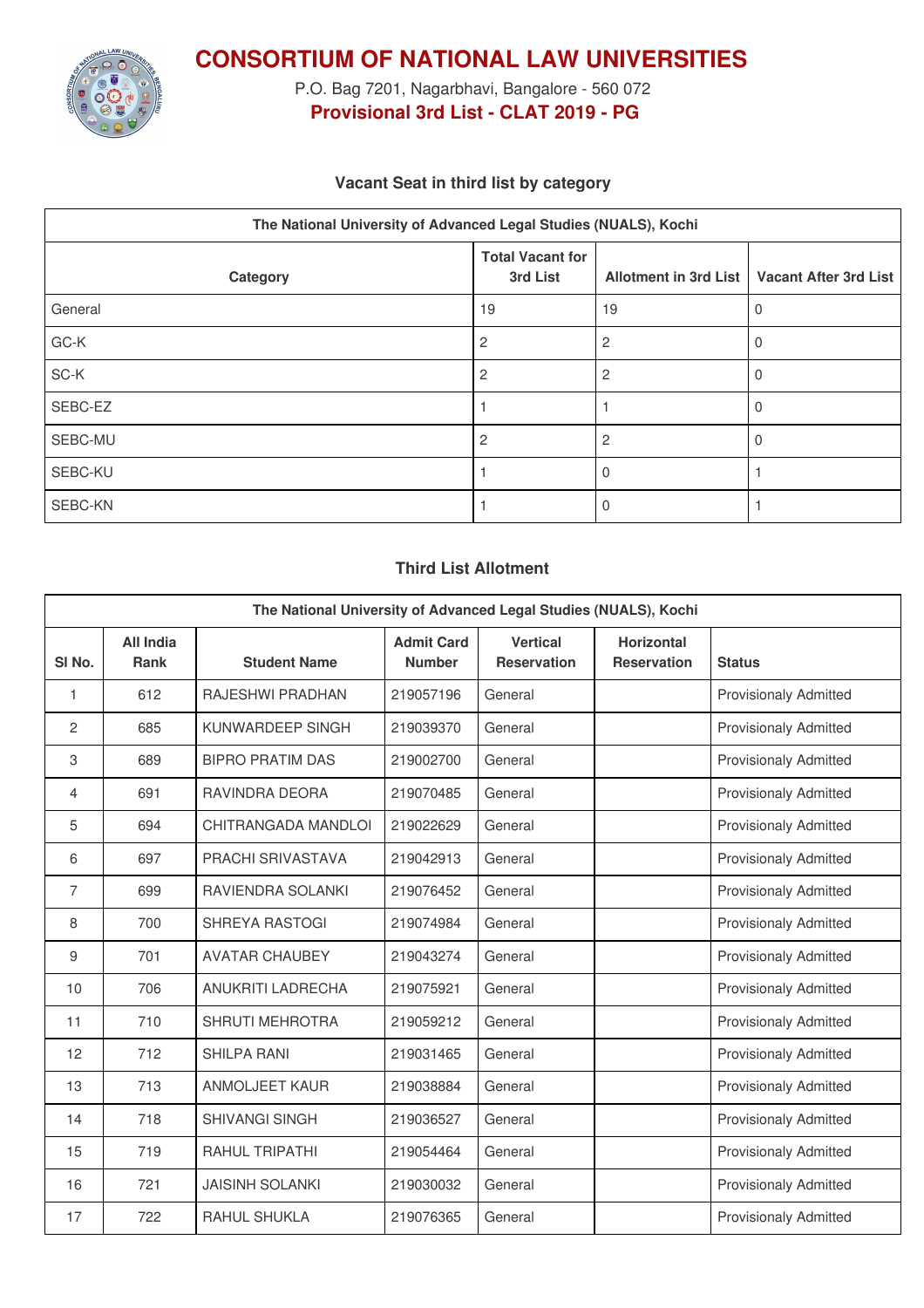# CONSORTIUM OF NATIONAL LAW UNIVERSITIES

P.O. Bag 7201, Nagarbhavi, Bangalore - 560 072

**Provisional 3rd List - CLAT 2019 - PG**

### Vacant Seat in third list by category

| The National University of Advanced Legal Studies (NUALS), Kochi | | | |
|---|---|---|---|
| **Category** | **Total Vacant for 3rd List** | **Allotment in 3rd List** | **Vacant After 3rd List** |
| General | 19 | 19 | 0 |
| GC-K | 2 | 2 | 0 |
| SC-K | 2 | 2 | 0 |
| SEBC-EZ | 1 | 1 | 0 |
| SEBC-MU | 2 | 2 | 0 |
| SEBC-KU | 1 | 0 | 1 |
| SEBC-KN | 1 | 0 | 1 |

### Third List Allotment

| The National University of Advanced Legal Studies (NUALS), Kochi | | | | | | |
|---|---|---|---|---|---|---|
| **Sl No.** | **All India Rank** | **Student Name** | **Admit Card Number** | **Vertical Reservation** | **Horizontal Reservation** | **Status** |
| 1 | 612 | RAJESHWI PRADHAN | 219057196 | General | | Provisionaly Admitted |
| 2 | 685 | KUNWARDEEP SINGH | 219039370 | General | | Provisionaly Admitted |
| 3 | 689 | BIPRO PRATIM DAS | 219002700 | General | | Provisionaly Admitted |
| 4 | 691 | RAVINDRA DEORA | 219070485 | General | | Provisionaly Admitted |
| 5 | 694 | CHITRANGADA MANDLOI | 219022629 | General | | Provisionaly Admitted |
| 6 | 697 | PRACHI SRIVASTAVA | 219042913 | General | | Provisionaly Admitted |
| 7 | 699 | RAVIENDRA SOLANKI | 219076452 | General | | Provisionaly Admitted |
| 8 | 700 | SHREYA RASTOGI | 219074984 | General | | Provisionaly Admitted |
| 9 | 701 | AVATAR CHAUBEY | 219043274 | General | | Provisionaly Admitted |
| 10 | 706 | ANUKRITI LADRECHA | 219075921 | General | | Provisionaly Admitted |
| 11 | 710 | SHRUTI MEHROTRA | 219059212 | General | | Provisionaly Admitted |
| 12 | 712 | SHILPA RANI | 219031465 | General | | Provisionaly Admitted |
| 13 | 713 | ANMOLJEET KAUR | 219038884 | General | | Provisionaly Admitted |
| 14 | 718 | SHIVANGI SINGH | 219036527 | General | | Provisionaly Admitted |
| 15 | 719 | RAHUL TRIPATHI | 219054464 | General | | Provisionaly Admitted |
| 16 | 721 | JAISINH SOLANKI | 219030032 | General | | Provisionaly Admitted |
| 17 | 722 | RAHUL SHUKLA | 219076365 | General | | Provisionaly Admitted |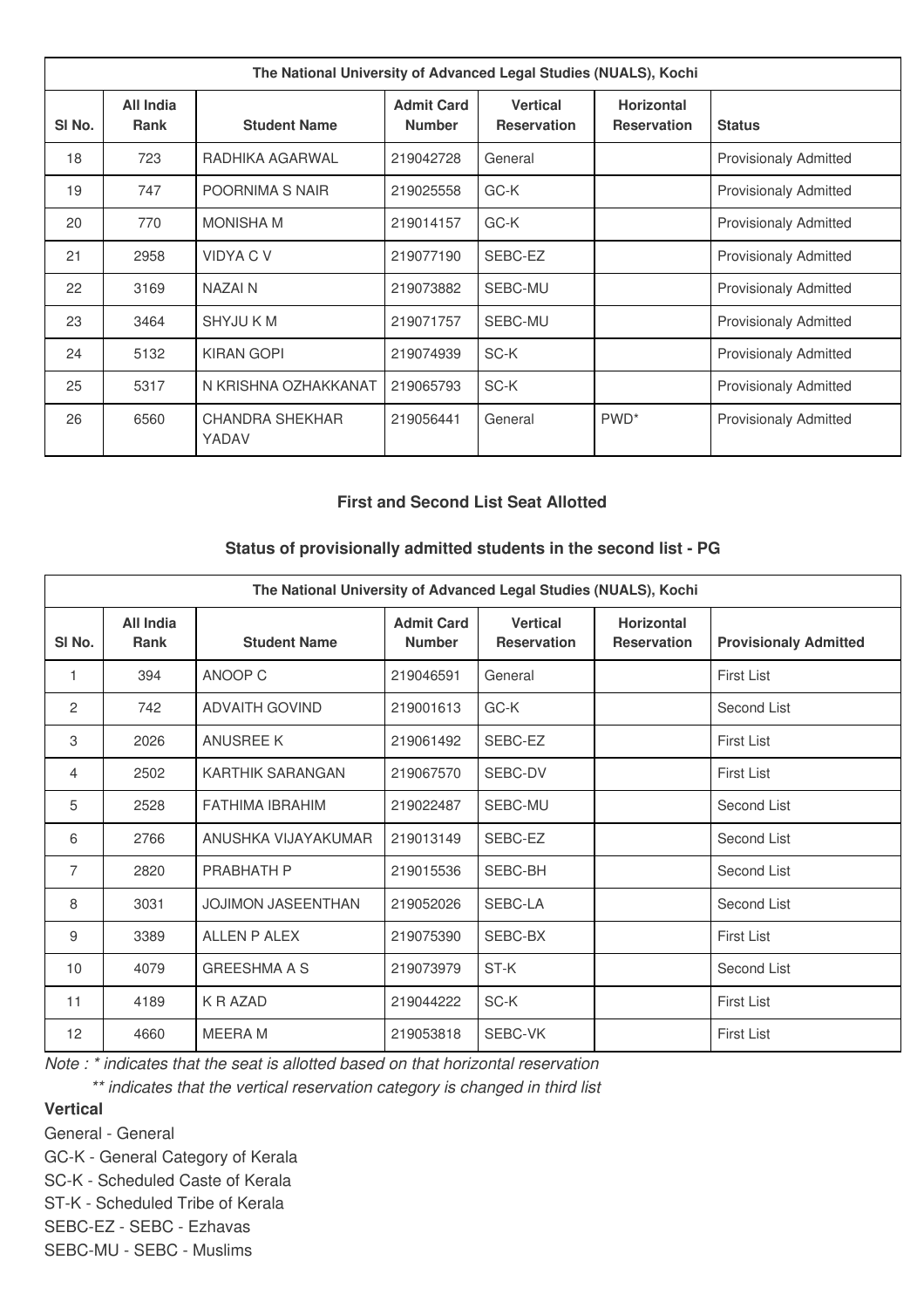| The National University of Advanced Legal Studies (NUALS), Kochi | | | | | | |
|---|---|---|---|---|---|---|
| Sl No. | All India Rank | Student Name | Admit Card Number | Vertical Reservation | Horizontal Reservation | Status |
| 18 | 723 | RADHIKA AGARWAL | 219042728 | General | | Provisionaly Admitted |
| 19 | 747 | POORNIMA S NAIR | 219025558 | GC-K | | Provisionaly Admitted |
| 20 | 770 | MONISHA M | 219014157 | GC-K | | Provisionaly Admitted |
| 21 | 2958 | VIDYA C V | 219077190 | SEBC-EZ | | Provisionaly Admitted |
| 22 | 3169 | NAZAI N | 219073882 | SEBC-MU | | Provisionaly Admitted |
| 23 | 3464 | SHYJU K M | 219071757 | SEBC-MU | | Provisionaly Admitted |
| 24 | 5132 | KIRAN GOPI | 219074939 | SC-K | | Provisionaly Admitted |
| 25 | 5317 | N KRISHNA OZHAKKANAT | 219065793 | SC-K | | Provisionaly Admitted |
| 26 | 6560 | CHANDRA SHEKHAR YADAV | 219056441 | General | PWD* | Provisionaly Admitted |

### First and Second List Seat Allotted

### Status of provisionally admitted students in the second list - PG

| The National University of Advanced Legal Studies (NUALS), Kochi | | | | | | |
|---|---|---|---|---|---|---|
| Sl No. | All India Rank | Student Name | Admit Card Number | Vertical Reservation | Horizontal Reservation | Provisionaly Admitted |
| 1 | 394 | ANOOP C | 219046591 | General | | First List |
| 2 | 742 | ADVAITH GOVIND | 219001613 | GC-K | | Second List |
| 3 | 2026 | ANUSREE K | 219061492 | SEBC-EZ | | First List |
| 4 | 2502 | KARTHIK SARANGAN | 219067570 | SEBC-DV | | First List |
| 5 | 2528 | FATHIMA IBRAHIM | 219022487 | SEBC-MU | | Second List |
| 6 | 2766 | ANUSHKA VIJAYAKUMAR | 219013149 | SEBC-EZ | | Second List |
| 7 | 2820 | PRABHATH P | 219015536 | SEBC-BH | | Second List |
| 8 | 3031 | JOJIMON JASEENTHAN | 219052026 | SEBC-LA | | Second List |
| 9 | 3389 | ALLEN P ALEX | 219075390 | SEBC-BX | | First List |
| 10 | 4079 | GREESHMA A S | 219073979 | ST-K | | Second List |
| 11 | 4189 | K R AZAD | 219044222 | SC-K | | First List |
| 12 | 4660 | MEERA M | 219053818 | SEBC-VK | | First List |

*Note : * indicates that the seat is allotted based on that horizontal reservation*

*** indicates that the vertical reservation category is changed in third list*

**Vertical**

General - General

GC-K - General Category of Kerala

SC-K - Scheduled Caste of Kerala

ST-K - Scheduled Tribe of Kerala

SEBC-EZ - SEBC - Ezhavas

SEBC-MU - SEBC - Muslims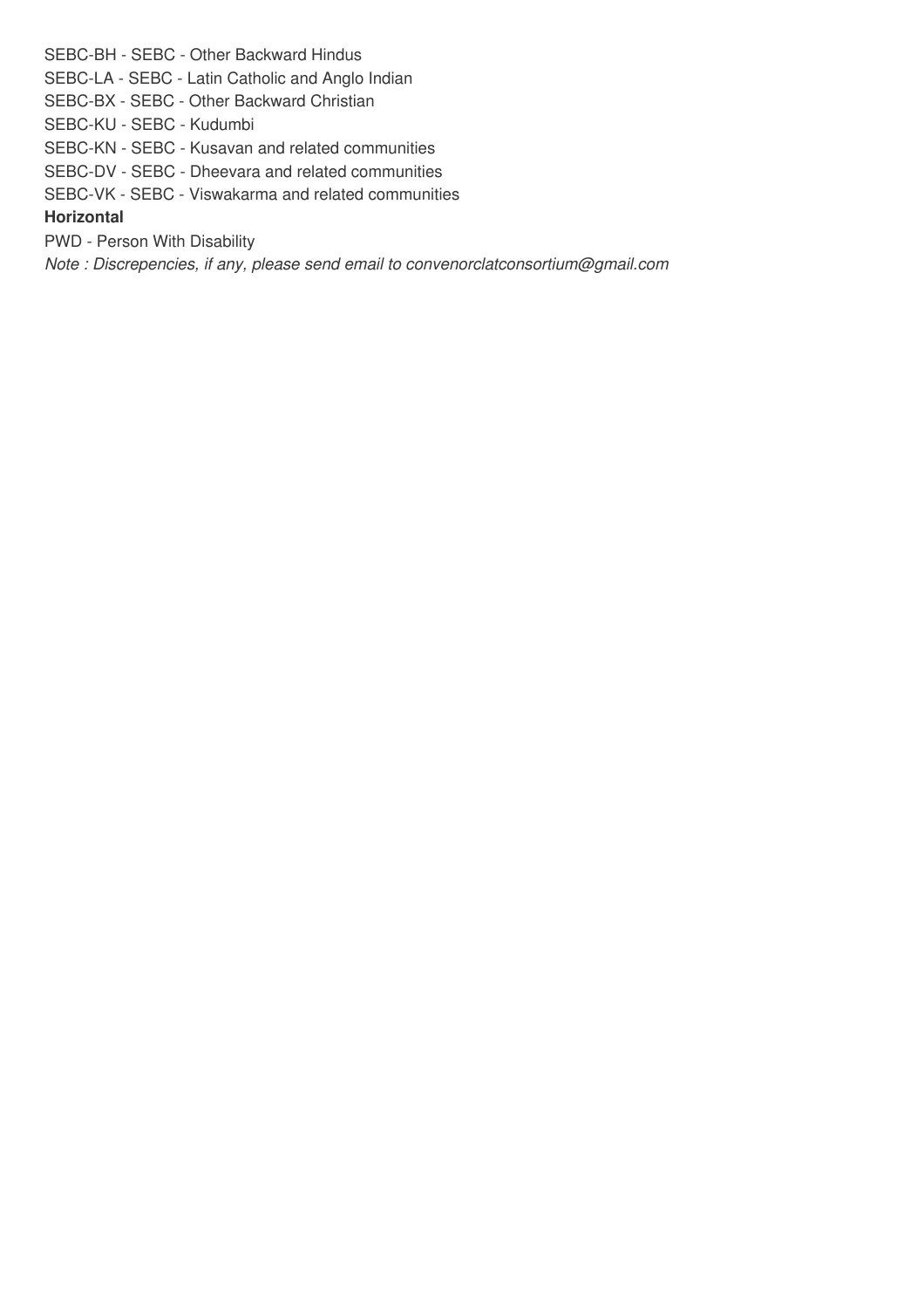SEBC-BH - SEBC - Other Backward Hindus
SEBC-LA - SEBC - Latin Catholic and Anglo Indian
SEBC-BX - SEBC - Other Backward Christian
SEBC-KU - SEBC - Kudumbi
SEBC-KN - SEBC - Kusavan and related communities
SEBC-DV - SEBC - Dheevara and related communities
SEBC-VK - SEBC - Viswakarma and related communities

**Horizontal**

PWD - Person With Disability

*Note : Discrepencies, if any, please send email to convenorclatconsortium@gmail.com*